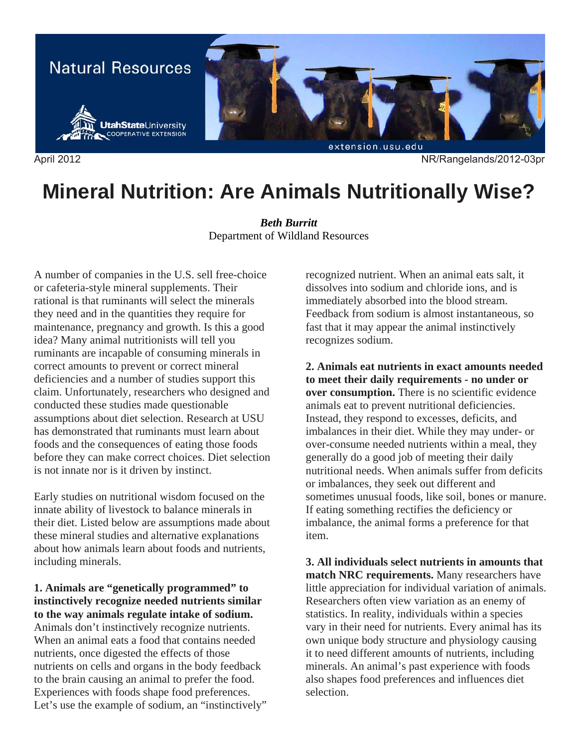Natural Resources

April 2012 NR/Rangelands/2012-03pr

# Mineral Nutrition: Are Animals Nutritionally Wise?

***Beth Burritt***
Department of Wildland Resources

A number of companies in the U.S. sell free-choice or cafeteria-style mineral supplements. Their rational is that ruminants will select the minerals they need and in the quantities they require for maintenance, pregnancy and growth. Is this a good idea? Many animal nutritionists will tell you ruminants are incapable of consuming minerals in correct amounts to prevent or correct mineral deficiencies and a number of studies support this claim. Unfortunately, researchers who designed and conducted these studies made questionable assumptions about diet selection. Research at USU has demonstrated that ruminants must learn about foods and the consequences of eating those foods before they can make correct choices. Diet selection is not innate nor is it driven by instinct.

Early studies on nutritional wisdom focused on the innate ability of livestock to balance minerals in their diet. Listed below are assumptions made about these mineral studies and alternative explanations about how animals learn about foods and nutrients, including minerals.

**1. Animals are "genetically programmed" to instinctively recognize needed nutrients similar to the way animals regulate intake of sodium.** Animals don't instinctively recognize nutrients. When an animal eats a food that contains needed nutrients, once digested the effects of those nutrients on cells and organs in the body feedback to the brain causing an animal to prefer the food. Experiences with foods shape food preferences. Let's use the example of sodium, an "instinctively" recognized nutrient. When an animal eats salt, it dissolves into sodium and chloride ions, and is immediately absorbed into the blood stream. Feedback from sodium is almost instantaneous, so fast that it may appear the animal instinctively recognizes sodium.

**2. Animals eat nutrients in exact amounts needed to meet their daily requirements - no under or over consumption.** There is no scientific evidence animals eat to prevent nutritional deficiencies. Instead, they respond to excesses, deficits, and imbalances in their diet. While they may under- or over-consume needed nutrients within a meal, they generally do a good job of meeting their daily nutritional needs. When animals suffer from deficits or imbalances, they seek out different and sometimes unusual foods, like soil, bones or manure. If eating something rectifies the deficiency or imbalance, the animal forms a preference for that item.

**3. All individuals select nutrients in amounts that match NRC requirements.** Many researchers have little appreciation for individual variation of animals. Researchers often view variation as an enemy of statistics. In reality, individuals within a species vary in their need for nutrients. Every animal has its own unique body structure and physiology causing it to need different amounts of nutrients, including minerals. An animal's past experience with foods also shapes food preferences and influences diet selection.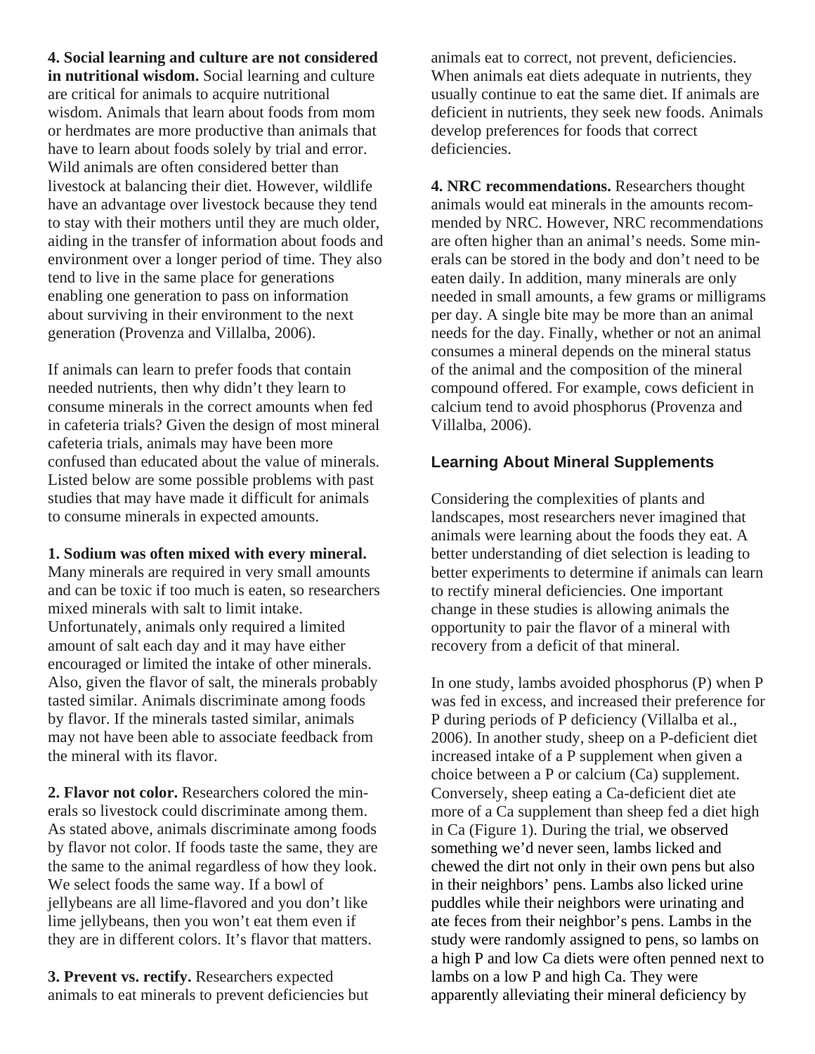**4. Social learning and culture are not considered in nutritional wisdom.** Social learning and culture are critical for animals to acquire nutritional wisdom. Animals that learn about foods from mom or herdmates are more productive than animals that have to learn about foods solely by trial and error. Wild animals are often considered better than livestock at balancing their diet. However, wildlife have an advantage over livestock because they tend to stay with their mothers until they are much older, aiding in the transfer of information about foods and environment over a longer period of time. They also tend to live in the same place for generations enabling one generation to pass on information about surviving in their environment to the next generation (Provenza and Villalba, 2006).

If animals can learn to prefer foods that contain needed nutrients, then why didn't they learn to consume minerals in the correct amounts when fed in cafeteria trials? Given the design of most mineral cafeteria trials, animals may have been more confused than educated about the value of minerals. Listed below are some possible problems with past studies that may have made it difficult for animals to consume minerals in expected amounts.

**1. Sodium was often mixed with every mineral.** Many minerals are required in very small amounts and can be toxic if too much is eaten, so researchers mixed minerals with salt to limit intake. Unfortunately, animals only required a limited amount of salt each day and it may have either encouraged or limited the intake of other minerals. Also, given the flavor of salt, the minerals probably tasted similar. Animals discriminate among foods by flavor. If the minerals tasted similar, animals may not have been able to associate feedback from the mineral with its flavor.

**2. Flavor not color.** Researchers colored the minerals so livestock could discriminate among them. As stated above, animals discriminate among foods by flavor not color. If foods taste the same, they are the same to the animal regardless of how they look. We select foods the same way. If a bowl of jellybeans are all lime-flavored and you don't like lime jellybeans, then you won't eat them even if they are in different colors. It's flavor that matters.

**3. Prevent vs. rectify.** Researchers expected animals to eat minerals to prevent deficiencies but animals eat to correct, not prevent, deficiencies. When animals eat diets adequate in nutrients, they usually continue to eat the same diet. If animals are deficient in nutrients, they seek new foods. Animals develop preferences for foods that correct deficiencies.

**4. NRC recommendations.** Researchers thought animals would eat minerals in the amounts recommended by NRC. However, NRC recommendations are often higher than an animal's needs. Some minerals can be stored in the body and don't need to be eaten daily. In addition, many minerals are only needed in small amounts, a few grams or milligrams per day. A single bite may be more than an animal needs for the day. Finally, whether or not an animal consumes a mineral depends on the mineral status of the animal and the composition of the mineral compound offered. For example, cows deficient in calcium tend to avoid phosphorus (Provenza and Villalba, 2006).

## Learning About Mineral Supplements

Considering the complexities of plants and landscapes, most researchers never imagined that animals were learning about the foods they eat. A better understanding of diet selection is leading to better experiments to determine if animals can learn to rectify mineral deficiencies. One important change in these studies is allowing animals the opportunity to pair the flavor of a mineral with recovery from a deficit of that mineral.

In one study, lambs avoided phosphorus (P) when P was fed in excess, and increased their preference for P during periods of P deficiency (Villalba et al., 2006). In another study, sheep on a P-deficient diet increased intake of a P supplement when given a choice between a P or calcium (Ca) supplement. Conversely, sheep eating a Ca-deficient diet ate more of a Ca supplement than sheep fed a diet high in Ca (Figure 1). During the trial, we observed something we'd never seen, lambs licked and chewed the dirt not only in their own pens but also in their neighbors' pens. Lambs also licked urine puddles while their neighbors were urinating and ate feces from their neighbor's pens. Lambs in the study were randomly assigned to pens, so lambs on a high P and low Ca diets were often penned next to lambs on a low P and high Ca. They were apparently alleviating their mineral deficiency by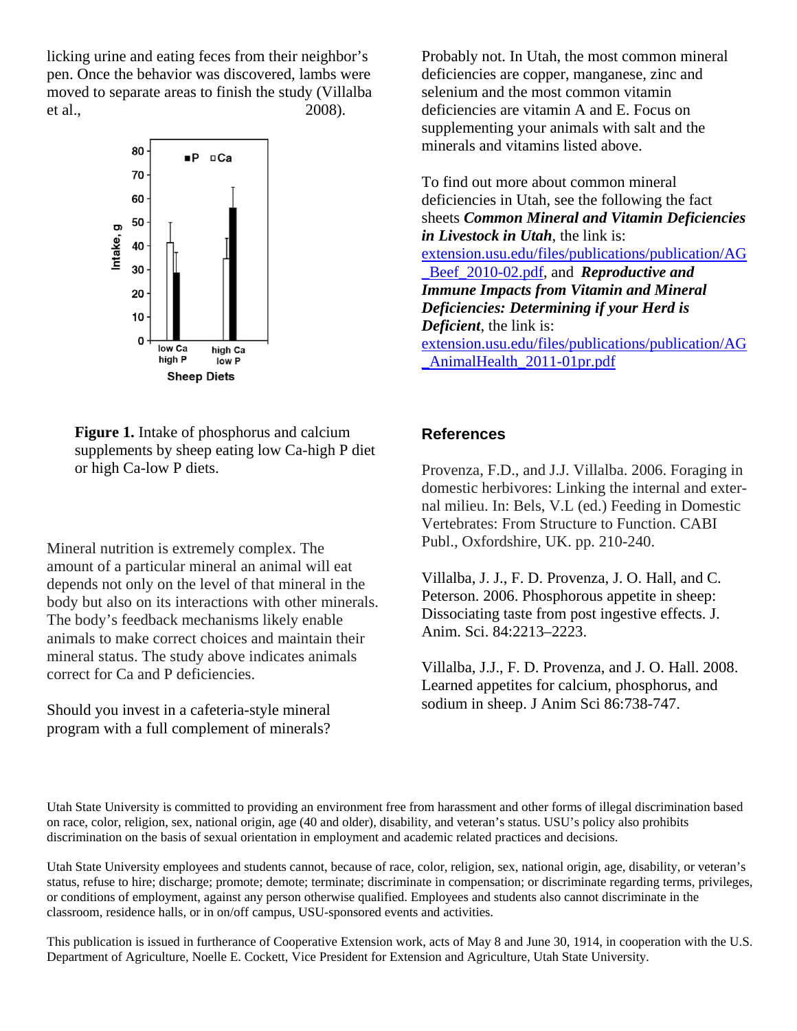licking urine and eating feces from their neighbor's pen. Once the behavior was discovered, lambs were moved to separate areas to finish the study (Villalba et al., 2008).

80
70
60
50
40
30
20
10
0
Intake, g
■P □Ca
low Ca
high P
high Ca
low P
Sheep Diets

**Figure 1.** Intake of phosphorus and calcium supplements by sheep eating low Ca-high P diet or high Ca-low P diets.

Mineral nutrition is extremely complex. The amount of a particular mineral an animal will eat depends not only on the level of that mineral in the body but also on its interactions with other minerals. The body's feedback mechanisms likely enable animals to make correct choices and maintain their mineral status. The study above indicates animals correct for Ca and P deficiencies.

Should you invest in a cafeteria-style mineral program with a full complement of minerals?

Probably not. In Utah, the most common mineral deficiencies are copper, manganese, zinc and selenium and the most common vitamin deficiencies are vitamin A and E. Focus on supplementing your animals with salt and the minerals and vitamins listed above.

To find out more about common mineral deficiencies in Utah, see the following the fact sheets ***Common Mineral and Vitamin Deficiencies in Livestock in Utah***, the link is: extension.usu.edu/files/publications/publication/AG_Beef_2010-02.pdf, and ***Reproductive and Immune Impacts from Vitamin and Mineral Deficiencies: Determining if your Herd is Deficient***, the link is: extension.usu.edu/files/publications/publication/AG_AnimalHealth_2011-01pr.pdf

## References

Provenza, F.D., and J.J. Villalba. 2006. Foraging in domestic herbivores: Linking the internal and external milieu. In: Bels, V.L (ed.) Feeding in Domestic Vertebrates: From Structure to Function. CABI Publ., Oxfordshire, UK. pp. 210-240.

Villalba, J. J., F. D. Provenza, J. O. Hall, and C. Peterson. 2006. Phosphorous appetite in sheep: Dissociating taste from post ingestive effects. J. Anim. Sci. 84:2213–2223.

Villalba, J.J., F. D. Provenza, and J. O. Hall. 2008. Learned appetites for calcium, phosphorus, and sodium in sheep. J Anim Sci 86:738-747.

Utah State University is committed to providing an environment free from harassment and other forms of illegal discrimination based on race, color, religion, sex, national origin, age (40 and older), disability, and veteran's status. USU's policy also prohibits discrimination on the basis of sexual orientation in employment and academic related practices and decisions.

Utah State University employees and students cannot, because of race, color, religion, sex, national origin, age, disability, or veteran's status, refuse to hire; discharge; promote; demote; terminate; discriminate in compensation; or discriminate regarding terms, privileges, or conditions of employment, against any person otherwise qualified. Employees and students also cannot discriminate in the classroom, residence halls, or in on/off campus, USU-sponsored events and activities.

This publication is issued in furtherance of Cooperative Extension work, acts of May 8 and June 30, 1914, in cooperation with the U.S. Department of Agriculture, Noelle E. Cockett, Vice President for Extension and Agriculture, Utah State University.